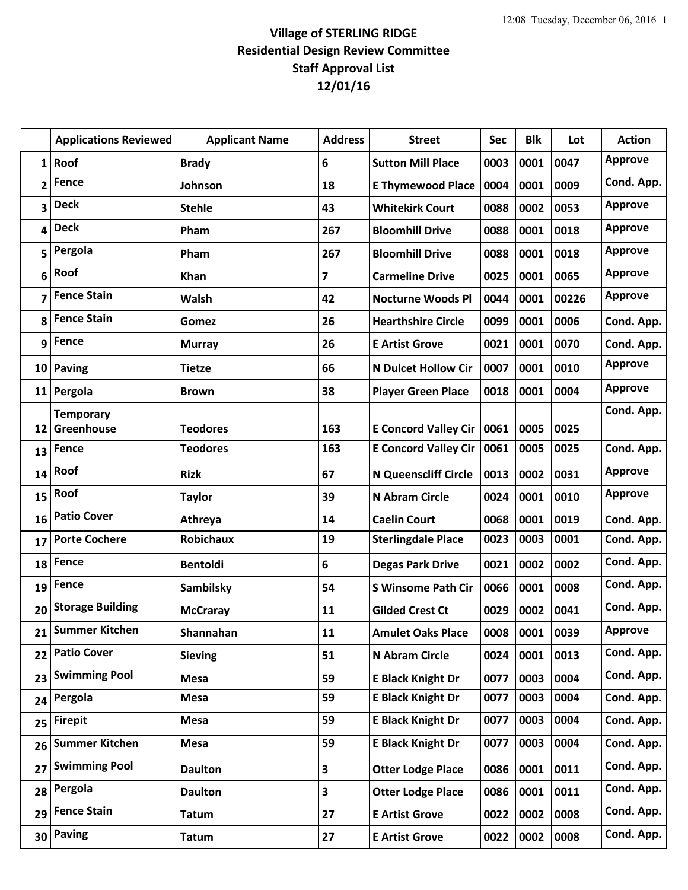# Village of STERLING RIDGE
## Residential Design Review Committee
## Staff Approval List
## 12/01/16

| | Applications Reviewed | Applicant Name | Address | Street | Sec | Blk | Lot | Action |
|---|---|---|---|---|---|---|---|---|
| 1 | Roof | Brady | 6 | Sutton Mill Place | 0003 | 0001 | 0047 | Approve |
| 2 | Fence | Johnson | 18 | E Thymewood Place | 0004 | 0001 | 0009 | Cond. App. |
| 3 | Deck | Stehle | 43 | Whitekirk Court | 0088 | 0002 | 0053 | Approve |
| 4 | Deck | Pham | 267 | Bloomhill Drive | 0088 | 0001 | 0018 | Approve |
| 5 | Pergola | Pham | 267 | Bloomhill Drive | 0088 | 0001 | 0018 | Approve |
| 6 | Roof | Khan | 7 | Carmeline Drive | 0025 | 0001 | 0065 | Approve |
| 7 | Fence Stain | Walsh | 42 | Nocturne Woods Pl | 0044 | 0001 | 00226 | Approve |
| 8 | Fence Stain | Gomez | 26 | Hearthshire Circle | 0099 | 0001 | 0006 | Cond. App. |
| 9 | Fence | Murray | 26 | E Artist Grove | 0021 | 0001 | 0070 | Cond. App. |
| 10 | Paving | Tietze | 66 | N Dulcet Hollow Cir | 0007 | 0001 | 0010 | Approve |
| 11 | Pergola | Brown | 38 | Player Green Place | 0018 | 0001 | 0004 | Approve |
| 12 | Temporary Greenhouse | Teodores | 163 | E Concord Valley Cir | 0061 | 0005 | 0025 | Cond. App. |
| 13 | Fence | Teodores | 163 | E Concord Valley Cir | 0061 | 0005 | 0025 | Cond. App. |
| 14 | Roof | Rizk | 67 | N Queenscliff Circle | 0013 | 0002 | 0031 | Approve |
| 15 | Roof | Taylor | 39 | N Abram Circle | 0024 | 0001 | 0010 | Approve |
| 16 | Patio Cover | Athreya | 14 | Caelin Court | 0068 | 0001 | 0019 | Cond. App. |
| 17 | Porte Cochere | Robichaux | 19 | Sterlingdale Place | 0023 | 0003 | 0001 | Cond. App. |
| 18 | Fence | Bentoldi | 6 | Degas Park Drive | 0021 | 0002 | 0002 | Cond. App. |
| 19 | Fence | Sambilsky | 54 | S Winsome Path Cir | 0066 | 0001 | 0008 | Cond. App. |
| 20 | Storage Building | McCraray | 11 | Gilded Crest Ct | 0029 | 0002 | 0041 | Cond. App. |
| 21 | Summer Kitchen | Shannahan | 11 | Amulet Oaks Place | 0008 | 0001 | 0039 | Approve |
| 22 | Patio Cover | Sieving | 51 | N Abram Circle | 0024 | 0001 | 0013 | Cond. App. |
| 23 | Swimming Pool | Mesa | 59 | E Black Knight Dr | 0077 | 0003 | 0004 | Cond. App. |
| 24 | Pergola | Mesa | 59 | E Black Knight Dr | 0077 | 0003 | 0004 | Cond. App. |
| 25 | Firepit | Mesa | 59 | E Black Knight Dr | 0077 | 0003 | 0004 | Cond. App. |
| 26 | Summer Kitchen | Mesa | 59 | E Black Knight Dr | 0077 | 0003 | 0004 | Cond. App. |
| 27 | Swimming Pool | Daulton | 3 | Otter Lodge Place | 0086 | 0001 | 0011 | Cond. App. |
| 28 | Pergola | Daulton | 3 | Otter Lodge Place | 0086 | 0001 | 0011 | Cond. App. |
| 29 | Fence Stain | Tatum | 27 | E Artist Grove | 0022 | 0002 | 0008 | Cond. App. |
| 30 | Paving | Tatum | 27 | E Artist Grove | 0022 | 0002 | 0008 | Cond. App. |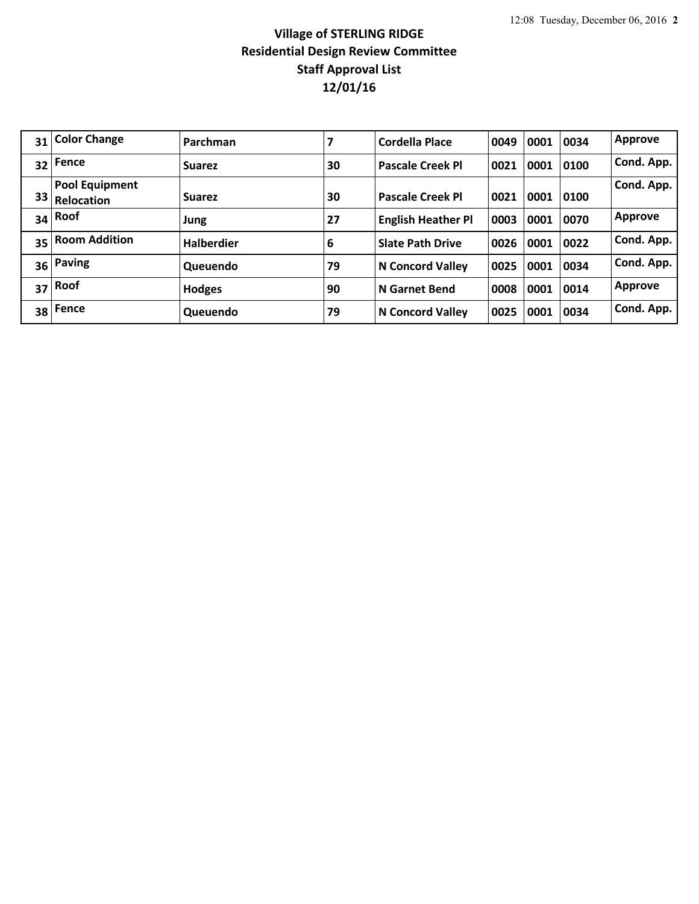**Village of STERLING RIDGE**
**Residential Design Review Committee**
**Staff Approval List**
**12/01/16**

| | | | | | | | | |
|---|---|---|---|---|---|---|---|---|
| 31 | Color Change | Parchman | 7 | Cordella Place | 0049 | 0001 | 0034 | Approve |
| 32 | Fence | Suarez | 30 | Pascale Creek Pl | 0021 | 0001 | 0100 | Cond. App. |
| 33 | Pool Equipment Relocation | Suarez | 30 | Pascale Creek Pl | 0021 | 0001 | 0100 | Cond. App. |
| 34 | Roof | Jung | 27 | English Heather Pl | 0003 | 0001 | 0070 | Approve |
| 35 | Room Addition | Halberdier | 6 | Slate Path Drive | 0026 | 0001 | 0022 | Cond. App. |
| 36 | Paving | Queuendo | 79 | N Concord Valley | 0025 | 0001 | 0034 | Cond. App. |
| 37 | Roof | Hodges | 90 | N Garnet Bend | 0008 | 0001 | 0014 | Approve |
| 38 | Fence | Queuendo | 79 | N Concord Valley | 0025 | 0001 | 0034 | Cond. App. |